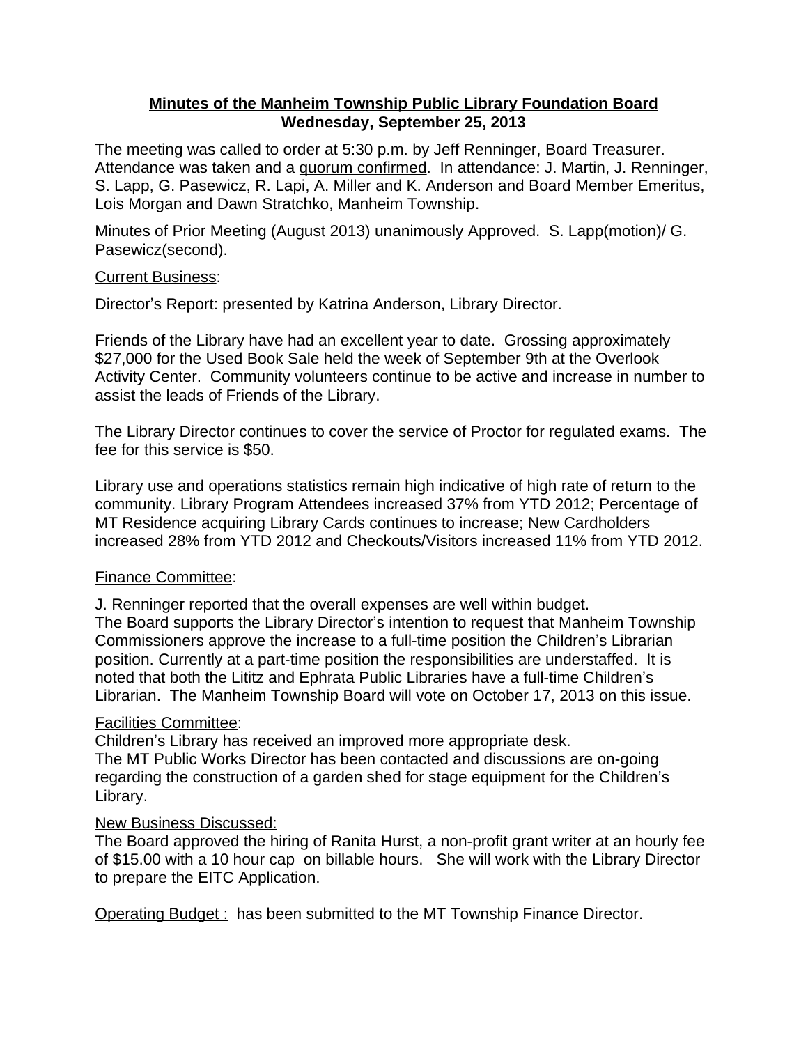**Minutes of the Manheim Township Public Library Foundation Board**
**Wednesday, September 25, 2013**

The meeting was called to order at 5:30 p.m. by Jeff Renninger, Board Treasurer. Attendance was taken and a quorum confirmed. In attendance: J. Martin, J. Renninger, S. Lapp, G. Pasewicz, R. Lapi, A. Miller and K. Anderson and Board Member Emeritus, Lois Morgan and Dawn Stratchko, Manheim Township.

Minutes of Prior Meeting (August 2013) unanimously Approved. S. Lapp(motion)/ G. Pasewicz(second).

Current Business:

Director's Report: presented by Katrina Anderson, Library Director.

Friends of the Library have had an excellent year to date. Grossing approximately $27,000 for the Used Book Sale held the week of September 9th at the Overlook Activity Center. Community volunteers continue to be active and increase in number to assist the leads of Friends of the Library.

The Library Director continues to cover the service of Proctor for regulated exams. The fee for this service is $50.

Library use and operations statistics remain high indicative of high rate of return to the community. Library Program Attendees increased 37% from YTD 2012; Percentage of MT Residence acquiring Library Cards continues to increase; New Cardholders increased 28% from YTD 2012 and Checkouts/Visitors increased 11% from YTD 2012.

Finance Committee:

J. Renninger reported that the overall expenses are well within budget.
The Board supports the Library Director's intention to request that Manheim Township Commissioners approve the increase to a full-time position the Children's Librarian position. Currently at a part-time position the responsibilities are understaffed. It is noted that both the Lititz and Ephrata Public Libraries have a full-time Children's Librarian. The Manheim Township Board will vote on October 17, 2013 on this issue.

Facilities Committee:
Children's Library has received an improved more appropriate desk.
The MT Public Works Director has been contacted and discussions are on-going regarding the construction of a garden shed for stage equipment for the Children's Library.

New Business Discussed:
The Board approved the hiring of Ranita Hurst, a non-profit grant writer at an hourly fee of $15.00 with a 10 hour cap on billable hours. She will work with the Library Director to prepare the EITC Application.

Operating Budget : has been submitted to the MT Township Finance Director.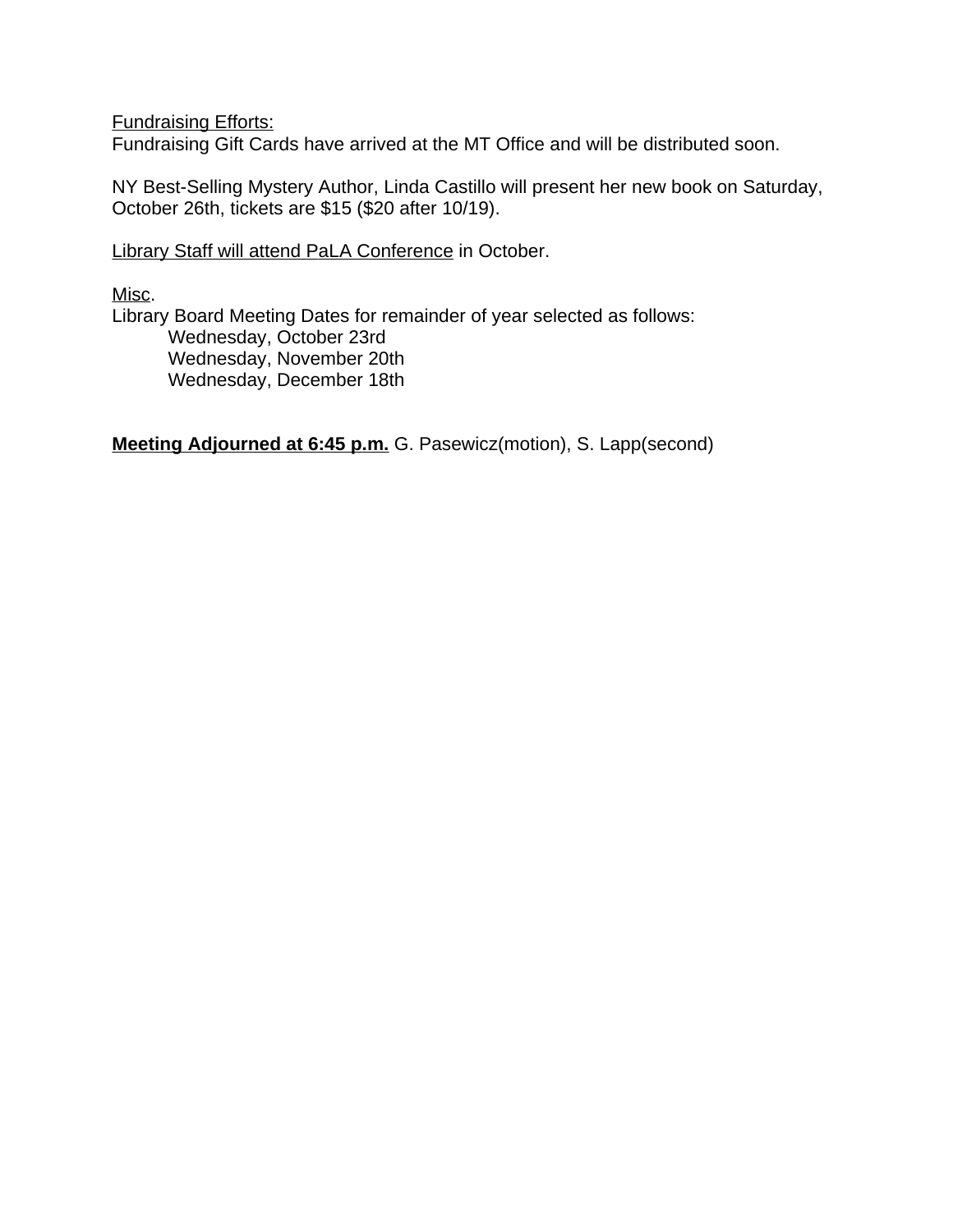<u>Fundraising Efforts:</u>
Fundraising Gift Cards have arrived at the MT Office and will be distributed soon.

NY Best-Selling Mystery Author, Linda Castillo will present her new book on Saturday, October 26th, tickets are $15 ($20 after 10/19).

<u>Library Staff will attend PaLA Conference</u> in October.

<u>Misc</u>.
Library Board Meeting Dates for remainder of year selected as follows:

- Wednesday, October 23rd
- Wednesday, November 20th
- Wednesday, December 18th

**<u>Meeting Adjourned at 6:45 p.m.</u>** G. Pasewicz(motion), S. Lapp(second)